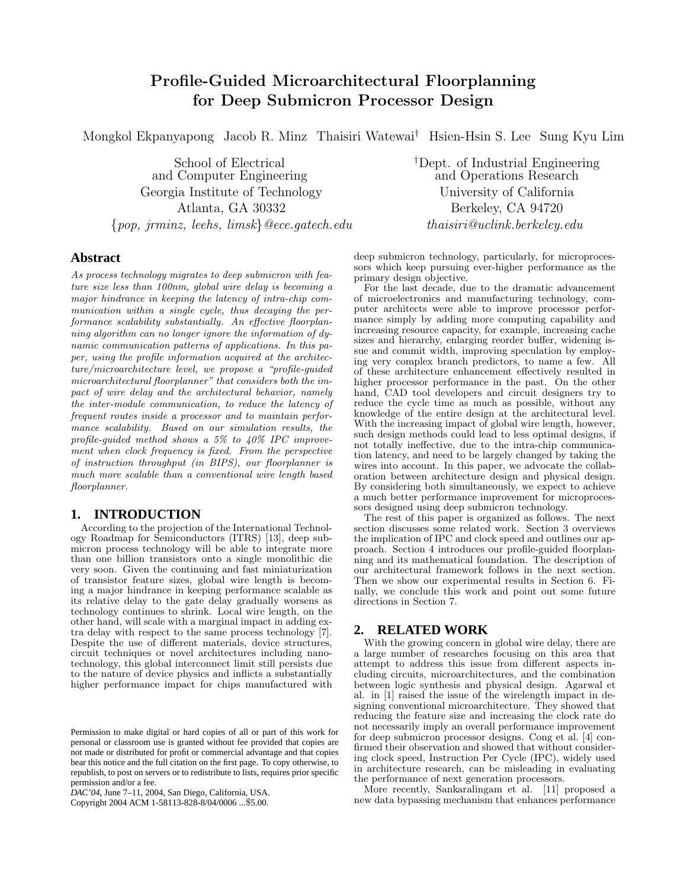# Profile-Guided Microarchitectural Floorplanning for Deep Submicron Processor Design

Mongkol Ekpanyapong Jacob R. Minz Thaisiri Watewai[†] Hsien-Hsin S. Lee Sung Kyu Lim

School of Electrical and Computer Engineering
Georgia Institute of Technology
Atlanta, GA 30332
{pop, jrminz, leehs, limsk}@ece.gatech.edu

[†]Dept. of Industrial Engineering and Operations Research
University of California
Berkeley, CA 94720
thaisiri@uclink.berkeley.edu

## Abstract

*As process technology migrates to deep submicron with feature size less than 100nm, global wire delay is becoming a major hindrance in keeping the latency of intra-chip communication within a single cycle, thus decaying the performance scalability substantially. An effective floorplanning algorithm can no longer ignore the information of dynamic communication patterns of applications. In this paper, using the profile information acquired at the architecture/microarchitecture level, we propose a "profile-guided microarchitectural floorplanner" that considers both the impact of wire delay and the architectural behavior, namely the inter-module communication, to reduce the latency of frequent routes inside a processor and to maintain performance scalability. Based on our simulation results, the profile-guided method shows a 5% to 40% IPC improvement when clock frequency is fixed. From the perspective of instruction throughput (in BIPS), our floorplanner is much more scalable than a conventional wire length based floorplanner.*

## 1. INTRODUCTION

According to the projection of the International Technology Roadmap for Semiconductors (ITRS) [13], deep submicron process technology will be able to integrate more than one billion transistors onto a single monolithic die very soon. Given the continuing and fast miniaturization of transistor feature sizes, global wire length is becoming a major hindrance in keeping performance scalable as its relative delay to the gate delay gradually worsens as technology continues to shrink. Local wire length, on the other hand, will scale with a marginal impact in adding extra delay with respect to the same process technology [7]. Despite the use of different materials, device structures, circuit techniques or novel architectures including nanotechnology, this global interconnect limit still persists due to the nature of device physics and inflicts a substantially higher performance impact for chips manufactured with deep submicron technology, particularly, for microprocessors which keep pursuing ever-higher performance as the primary design objective.

For the last decade, due to the dramatic advancement of microelectronics and manufacturing technology, computer architects were able to improve processor performance simply by adding more computing capability and increasing resource capacity, for example, increasing cache sizes and hierarchy, enlarging reorder buffer, widening issue and commit width, improving speculation by employing very complex branch predictors, to name a few. All of these architecture enhancement effectively resulted in higher processor performance in the past. On the other hand, CAD tool developers and circuit designers try to reduce the cycle time as much as possible, without any knowledge of the entire design at the architectural level. With the increasing impact of global wire length, however, such design methods could lead to less optimal designs, if not totally ineffective, due to the intra-chip communication latency, and need to be largely changed by taking the wires into account. In this paper, we advocate the collaboration between architecture design and physical design. By considering both simultaneously, we expect to achieve a much better performance improvement for microprocessors designed using deep submicron technology.

The rest of this paper is organized as follows. The next section discusses some related work. Section 3 overviews the implication of IPC and clock speed and outlines our approach. Section 4 introduces our profile-guided floorplanning and its mathematical foundation. The description of our architectural framework follows in the next section. Then we show our experimental results in Section 6. Finally, we conclude this work and point out some future directions in Section 7.

## 2. RELATED WORK

With the growing concern in global wire delay, there are a large number of researches focusing on this area that attempt to address this issue from different aspects including circuits, microarchitectures, and the combination between logic synthesis and physical design. Agarwal et al. in [1] raised the issue of the wirelength impact in designing conventional microarchitecture. They showed that reducing the feature size and increasing the clock rate do not necessarily imply an overall performance improvement for deep submicron processor designs. Cong et al. [4] confirmed their observation and showed that without considering clock speed, Instruction Per Cycle (IPC), widely used in architecture research, can be misleading in evaluating the performance of next generation processors.

More recently, Sankaralingam et al. [11] proposed a new data bypassing mechanism that enhances performance

Permission to make digital or hard copies of all or part of this work for personal or classroom use is granted without fee provided that copies are not made or distributed for profit or commercial advantage and that copies bear this notice and the full citation on the first page. To copy otherwise, to republish, to post on servers or to redistribute to lists, requires prior specific permission and/or a fee.
*DAC'04,* June 7–11, 2004, San Diego, California, USA.
Copyright 2004 ACM 1-58113-828-8/04/0006 ...$5.00.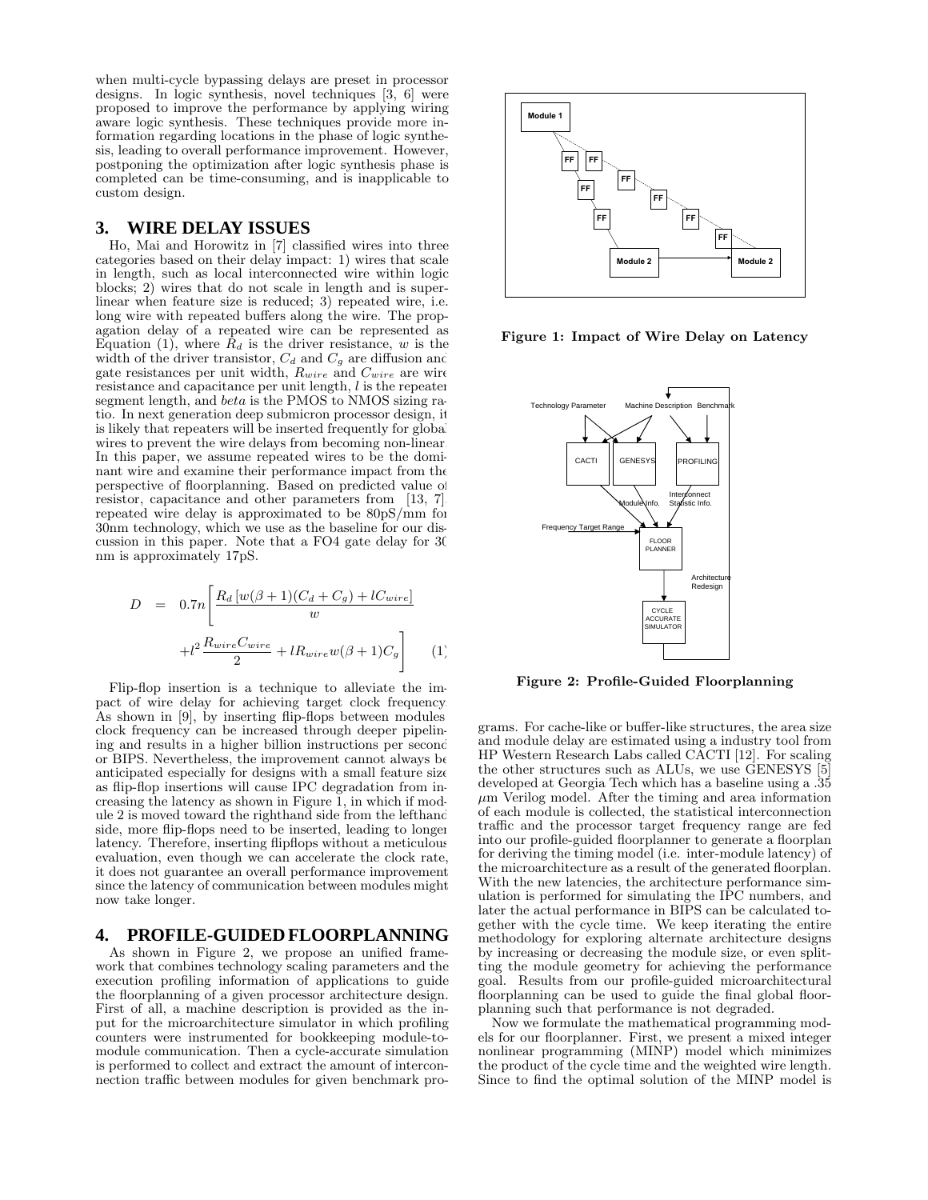when multi-cycle bypassing delays are preset in processor designs. In logic synthesis, novel techniques [3, 6] were proposed to improve the performance by applying wiring aware logic synthesis. These techniques provide more information regarding locations in the phase of logic synthesis, leading to overall performance improvement. However, postponing the optimization after logic synthesis phase is completed can be time-consuming, and is inapplicable to custom design.

## 3. WIRE DELAY ISSUES

Ho, Mai and Horowitz in [7] classified wires into three categories based on their delay impact: 1) wires that scale in length, such as local interconnected wire within logic blocks; 2) wires that do not scale in length and is superlinear when feature size is reduced; 3) repeated wire, i.e. long wire with repeated buffers along the wire. The propagation delay of a repeated wire can be represented as Equation (1), where $R_d$ is the driver resistance, $w$ is the width of the driver transistor, $C_d$ and $C_g$ are diffusion and gate resistances per unit width, $R_{wire}$ and $C_{wire}$ are wire resistance and capacitance per unit length, $l$ is the repeater segment length, and *beta* is the PMOS to NMOS sizing ratio. In next generation deep submicron processor design, it is likely that repeaters will be inserted frequently for global wires to prevent the wire delays from becoming non-linear. In this paper, we assume repeated wires to be the dominant wire and examine their performance impact from the perspective of floorplanning. Based on predicted value of resistor, capacitance and other parameters from [13, 7], repeated wire delay is approximated to be 80pS/mm for 30nm technology, which we use as the baseline for our discussion in this paper. Note that a FO4 gate delay for 30 nm is approximately 17pS.

$$D = 0.7n\left[\frac{R_d\left[w(\beta+1)(C_d+C_g)+lC_{wire}\right]}{w} + l^2\frac{R_{wire}C_{wire}}{2} + lR_{wire}w(\beta+1)C_g\right] \quad (1)$$

Flip-flop insertion is a technique to alleviate the impact of wire delay for achieving target clock frequency. As shown in [9], by inserting flip-flops between modules, clock frequency can be increased through deeper pipelining and results in a higher billion instructions per second or BIPS. Nevertheless, the improvement cannot always be anticipated especially for designs with a small feature size as flip-flop insertions will cause IPC degradation from increasing the latency as shown in Figure 1, in which if module 2 is moved toward the righthand side from the lefthand side, more flip-flops need to be inserted, leading to longer latency. Therefore, inserting flipflops without a meticulous evaluation, even though we can accelerate the clock rate, it does not guarantee an overall performance improvement since the latency of communication between modules might now take longer.

Figure 1: Impact of Wire Delay on Latency

## 4. PROFILE-GUIDED FLOORPLANNING

As shown in Figure 2, we propose an unified framework that combines technology scaling parameters and the execution profiling information of applications to guide the floorplanning of a given processor architecture design. First of all, a machine description is provided as the input for the microarchitecture simulator in which profiling counters were instrumented for bookkeeping module-to-module communication. Then a cycle-accurate simulation is performed to collect and extract the amount of interconnection traffic between modules for given benchmark programs. For cache-like or buffer-like structures, the area size and module delay are estimated using a industry tool from HP Western Research Labs called CACTI [12]. For scaling the other structures such as ALUs, we use GENESYS [5] developed at Georgia Tech which has a baseline using a .35 $\mu$m Verilog model. After the timing and area information of each module is collected, the statistical interconnection traffic and the processor target frequency range are fed into our profile-guided floorplanner to generate a floorplan for deriving the timing model (i.e. inter-module latency) of the microarchitecture as a result of the generated floorplan. With the new latencies, the architecture performance simulation is performed for simulating the IPC numbers, and later the actual performance in BIPS can be calculated together with the cycle time. We keep iterating the entire methodology for exploring alternate architecture designs by increasing or decreasing the module size, or even splitting the module geometry for achieving the performance goal. Results from our profile-guided microarchitectural floorplanning can be used to guide the final global floorplanning such that performance is not degraded.

Figure 2: Profile-Guided Floorplanning

Now we formulate the mathematical programming models for our floorplanner. First, we present a mixed integer nonlinear programming (MINP) model which minimizes the product of the cycle time and the weighted wire length. Since to find the optimal solution of the MINP model is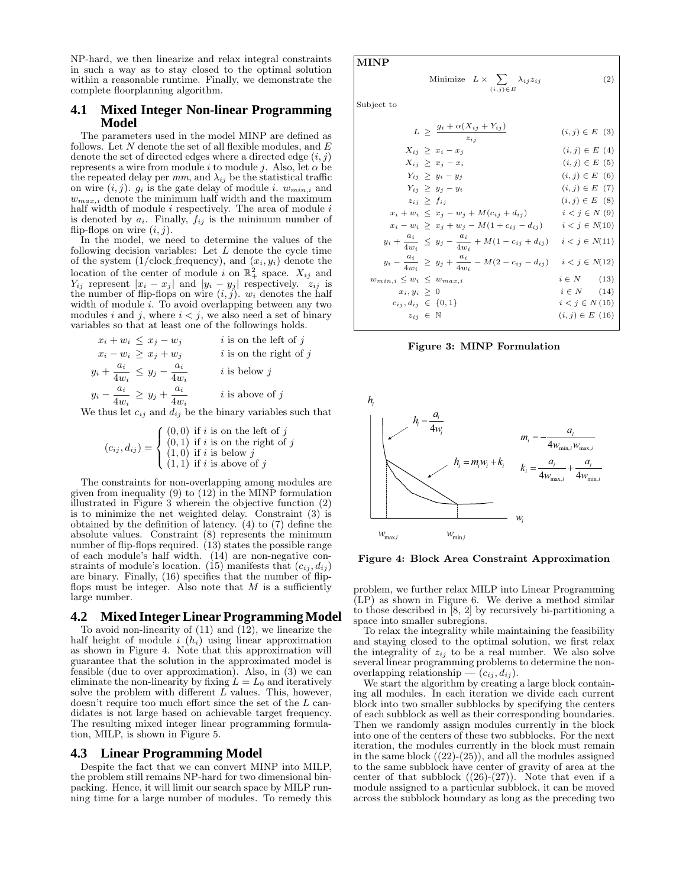NP-hard, we then linearize and relax integral constraints in such a way as to stay closed to the optimal solution within a reasonable runtime. Finally, we demonstrate the complete floorplanning algorithm.

## 4.1 Mixed Integer Non-linear Programming Model

The parameters used in the model MINP are defined as follows. Let $N$ denote the set of all flexible modules, and $E$ denote the set of directed edges where a directed edge $(i, j)$ represents a wire from module $i$ to module $j$. Also, let $\alpha$ be the repeated delay per $mm$, and $\lambda_{ij}$ be the statistical traffic on wire $(i, j)$. $g_i$ is the gate delay of module $i$. $w_{min,i}$ and $w_{max,i}$ denote the minimum half width and the maximum half width of module $i$ respectively. The area of module $i$ is denoted by $a_i$. Finally, $f_{ij}$ is the minimum number of flip-flops on wire $(i, j)$.

In the model, we need to determine the values of the following decision variables: Let $L$ denote the cycle time of the system (1/clock_frequency), and $(x_i, y_i)$ denote the location of the center of module $i$ on $\mathbb{R}^2_+$ space. $X_{ij}$ and $Y_{ij}$ represent $|x_i - x_j|$ and $|y_i - y_j|$ respectively. $z_{ij}$ is the number of flip-flops on wire $(i, j)$. $w_i$ denotes the half width of module $i$. To avoid overlapping between any two modules $i$ and $j$, where $i < j$, we also need a set of binary variables so that at least one of the followings holds.

$$
\begin{array}{lll}
x_i + w_i \le x_j - w_j & & i \text{ is on the left of } j \\
x_i - w_i \ge x_j + w_j & & i \text{ is on the right of } j \\
y_i + \dfrac{a_i}{4w_i} \le y_j - \dfrac{a_i}{4w_i} & & i \text{ is below } j \\
y_i - \dfrac{a_i}{4w_i} \ge y_j + \dfrac{a_i}{4w_i} & & i \text{ is above of } j
\end{array}
$$

We thus let $c_{ij}$ and $d_{ij}$ be the binary variables such that

$$
(c_{ij}, d_{ij}) = \begin{cases} (0,0) & \text{if } i \text{ is on the left of } j \\ (0,1) & \text{if } i \text{ is on the right of } j \\ (1,0) & \text{if } i \text{ is below } j \\ (1,1) & \text{if } i \text{ is above of } j \end{cases}
$$

The constraints for non-overlapping among modules are given from inequality (9) to (12) in the MINP formulation illustrated in Figure 3 wherein the objective function (2) is to minimize the net weighted delay. Constraint (3) is obtained by the definition of latency. (4) to (7) define the absolute values. Constraint (8) represents the minimum number of flip-flops required. (13) states the possible range of each module's half width. (14) are non-negative constraints of module's location. (15) manifests that $(c_{ij}, d_{ij})$ are binary. Finally, (16) specifies that the number of flip-flops must be integer. Also note that $M$ is a sufficiently large number.

**MINP**

$$
\text{Minimize} \quad L \times \sum_{(i,j)\in E} \lambda_{ij} z_{ij} \qquad (2)
$$

Subject to

$$
\begin{array}{rcll}
L & \ge & \dfrac{g_i + \alpha(X_{ij} + Y_{ij})}{z_{ij}} & (i,j) \in E \quad (3) \\
X_{ij} & \ge & x_i - x_j & (i,j) \in E \quad (4) \\
X_{ij} & \ge & x_j - x_i & (i,j) \in E \quad (5) \\
Y_{ij} & \ge & y_i - y_j & (i,j) \in E \quad (6) \\
Y_{ij} & \ge & y_j - y_i & (i,j) \in E \quad (7) \\
z_{ij} & \ge & f_{ij} & (i,j) \in E \quad (8) \\
x_i + w_i & \le & x_j - w_j + M(c_{ij} + d_{ij}) & i < j \in N \quad (9) \\
x_i - w_i & \ge & x_j + w_j - M(1 + c_{ij} - d_{ij}) & i < j \in N \quad (10) \\
y_i + \dfrac{a_i}{4w_i} & \le & y_j - \dfrac{a_i}{4w_i} + M(1 - c_{ij} + d_{ij}) & i < j \in N \quad (11) \\
y_i - \dfrac{a_i}{4w_i} & \ge & y_j + \dfrac{a_i}{4w_i} - M(2 - c_{ij} - d_{ij}) & i < j \in N \quad (12) \\
w_{min,i} \le w_i & \le & w_{max,i} & i \in N \quad (13) \\
x_i, y_i & \ge & 0 & i \in N \quad (14) \\
c_{ij}, d_{ij} & \in & \{0,1\} & i < j \in N \quad (15) \\
z_{ij} & \in & \mathbb{N} & (i,j) \in E \quad (16)
\end{array}
$$

**Figure 3: MINP Formulation**

$$
h_i = \frac{a_i}{4w_i}, \quad h_i = m_i w_i + k_i, \quad m_i = -\frac{a_i}{4w_{\min,i} w_{\max,i}}, \quad k_i = \frac{a_i}{4w_{\max,i}} + \frac{a_i}{4w_{\min,i}}
$$

**Figure 4: Block Area Constraint Approximation**

## 4.2 Mixed Integer Linear Programming Model

To avoid non-linearity of (11) and (12), we linearize the half height of module $i$ ($h_i$) using linear approximation as shown in Figure 4. Note that this approximation will guarantee that the solution in the approximated model is feasible (due to over approximation). Also, in (3) we can eliminate the non-linearity by fixing $L = L_0$ and iteratively solve the problem with different $L$ values. This, however, doesn't require too much effort since the set of the $L$ candidates is not large based on achievable target frequency. The resulting mixed integer linear programming formulation, MILP, is shown in Figure 5.

## 4.3 Linear Programming Model

Despite the fact that we can convert MINP into MILP, the problem still remains NP-hard for two dimensional bin-packing. Hence, it will limit our search space by MILP running time for a large number of modules. To remedy this problem, we further relax MILP into Linear Programming (LP) as shown in Figure 6. We derive a method similar to those described in [8, 2] by recursively bi-partitioning a space into smaller subregions.

To relax the integrality while maintaining the feasibility and staying closed to the optimal solution, we first relax the integrality of $z_{ij}$ to be a real number. We also solve several linear programming problems to determine the non-overlapping relationship — $(c_{ij}, d_{ij})$.

We start the algorithm by creating a large block containing all modules. In each iteration we divide each current block into two smaller subblocks by specifying the centers of each subblock as well as their corresponding boundaries. Then we randomly assign modules currently in the block into one of the centers of these two subblocks. For the next iteration, the modules currently in the block must remain in the same block ((22)-(25)), and all the modules assigned to the same subblock have center of gravity of area at the center of that subblock ((26)-(27)). Note that even if a module assigned to a particular subblock, it can be moved across the subblock boundary as long as the preceding two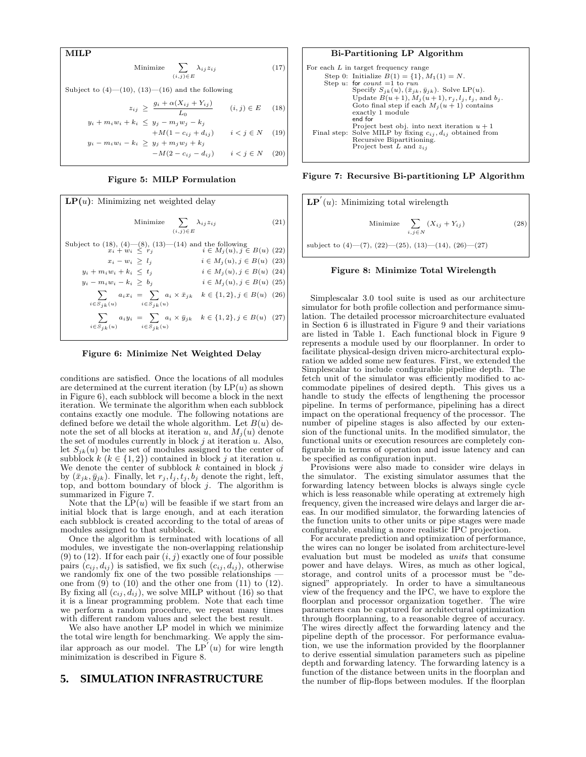**MILP**

$$\text{Minimize} \quad \sum_{(i,j)\in E} \lambda_{ij} z_{ij} \tag{17}$$

Subject to (4)—(10), (13)—(16) and the following

$$z_{ij} \ \geq \ \frac{g_i + \alpha(X_{ij} + Y_{ij})}{L_0} \qquad (i,j) \in E \tag{18}$$

$$y_i + m_i w_i + k_i \ \leq \ y_j - m_j w_j - k_j + M(1 - c_{ij} + d_{ij}) \qquad i < j \in N \tag{19}$$

$$y_i - m_i w_i - k_i \ \geq \ y_j + m_j w_j + k_j - M(2 - c_{ij} - d_{ij}) \qquad i < j \in N \tag{20}$$

**Figure 5: MILP Formulation**

**LP($u$)**: Minimizing net weighted delay

$$\text{Minimize} \quad \sum_{(i,j)\in E} \lambda_{ij} z_{ij} \tag{21}$$

Subject to (18), (4)—(8), (13)—(14) and the following

$$x_i + w_i \ \leq \ r_j \qquad i \in M_j(u), j \in B(u) \tag{22}$$

$$x_i - w_i \ \geq \ l_j \qquad i \in M_j(u), j \in B(u) \tag{23}$$

$$y_i + m_i w_i + k_i \ \leq \ t_j \qquad i \in M_j(u), j \in B(u) \tag{24}$$

$$y_i - m_i w_i - k_i \ \geq \ b_j \qquad i \in M_j(u), j \in B(u) \tag{25}$$

$$\sum_{i\in S_{jk}(u)} a_i x_i \ = \ \sum_{i\in S_{jk}(u)} a_i \times \bar{x}_{jk} \qquad k \in \{1,2\}, j \in B(u) \tag{26}$$

$$\sum_{i\in S_{jk}(u)} a_i y_i \ = \ \sum_{i\in S_{jk}(u)} a_i \times \bar{y}_{jk} \qquad k \in \{1,2\}, j \in B(u) \tag{27}$$

**Figure 6: Minimize Net Weighted Delay**

conditions are satisfied. Once the locations of all modules are determined at the current iteration (by LP($u$) as shown in Figure 6), each subblock will become a block in the next iteration. We terminate the algorithm when each subblock contains exactly one module. The following notations are defined before we detail the whole algorithm. Let $B(u)$ denote the set of all blocks at iteration $u$, and $M_j(u)$ denote the set of modules currently in block $j$ at iteration $u$. Also, let $S_{jk}(u)$ be the set of modules assigned to the center of subblock $k$ ($k \in \{1,2\}$) contained in block $j$ at iteration $u$. We denote the center of subblock $k$ contained in block $j$ by $(\bar{x}_{jk}, \bar{y}_{jk})$. Finally, let $r_j, l_j, t_j, b_j$ denote the right, left, top, and bottom boundary of block $j$. The algorithm is summarized in Figure 7.

Note that the LP($u$) will be feasible if we start from an initial block that is large enough, and at each iteration each subblock is created according to the total of areas of modules assigned to that subblock.

Once the algorithm is terminated with locations of all modules, we investigate the non-overlapping relationship (9) to (12). If for each pair $(i,j)$ exactly one of four possible pairs $(c_{ij}, d_{ij})$ is satisfied, we fix such $(c_{ij}, d_{ij})$, otherwise we randomly fix one of the two possible relationships — one from (9) to (10) and the other one from (11) to (12). By fixing all $(c_{ij}, d_{ij})$, we solve MILP without (16) so that it is a linear programming problem. Note that each time we perform a random procedure, we repeat many times with different random values and select the best result.

We also have another LP model in which we minimize the total wire length for benchmarking. We apply the similar approach as our model. The LP$'(u)$ for wire length minimization is described in Figure 8.

**Bi-Partitioning LP Algorithm**

```
For each L in target frequency range
    Step 0:  Initialize B(1) = {1}, M_1(1) = N.
    Step u:  for count =1 to run
               Specify S_jk(u), (x̄_jk, ȳ_jk). Solve LP(u).
               Update B(u+1), M_j(u+1), r_j, l_j, t_j, and b_j.
               Goto final step if each M_j(u+1) contains
               exactly 1 module
             end for
             Project best obj. into next iteration u+1
  Final step: Solve MILP by fixing c_ij, d_ij obtained from
             Recursive Bipartitioning.
             Project best L and z_ij
```

**Figure 7: Recursive Bi-partitioning LP Algorithm**

**LP$'(u)$**: Minimizing total wirelength

$$\text{Minimize} \quad \sum_{i,j\in N} (X_{ij} + Y_{ij}) \tag{28}$$

subject to (4)—(7), (22)—(25), (13)—(14), (26)—(27)

**Figure 8: Minimize Total Wirelength**

## 5. SIMULATION INFRASTRUCTURE

Simplescalar 3.0 tool suite is used as our architecture simulator for both profile collection and performance simulation. The detailed processor microarchitecture evaluated in Section 6 is illustrated in Figure 9 and their variations are listed in Table 1. Each functional block in Figure 9 represents a module used by our floorplanner. In order to facilitate physical-design driven micro-architectural exploration we added some new features. First, we extended the Simplescalar to include configurable pipeline depth. The fetch unit of the simulator was efficiently modified to accommodate pipelines of desired depth. This gives us a handle to study the effects of lengthening the processor pipeline. In terms of performance, pipelining has a direct impact on the operational frequency of the processor. The number of pipeline stages is also affected by our extension of the functional units. In the modified simulator, the functional units or execution resources are completely configurable in terms of operation and issue latency and can be specified as configuration input.

Provisions were also made to consider wire delays in the simulator. The existing simulator assumes that the forwarding latency between blocks is always single cycle which is less reasonable while operating at extremely high frequency, given the increased wire delays and larger die areas. In our modified simulator, the forwarding latencies of the function units to other units or pipe stages were made configurable, enabling a more realistic IPC projection.

For accurate prediction and optimization of performance, the wires can no longer be isolated from architecture-level evaluation but must be modeled as *units* that consume power and have delays. Wires, as much as other logical, storage, and control units of a processor must be "designed" appropriately. In order to have a simultaneous view of the frequency and the IPC, we have to explore the floorplan and processor organization together. The wire parameters can be captured for architectural optimization through floorplanning, to a reasonable degree of accuracy. The wires directly affect the forwarding latency and the pipeline depth of the processor. For performance evaluation, we use the information provided by the floorplanner to derive essential simulation parameters such as pipeline depth and forwarding latency. The forwarding latency is a function of the distance between units in the floorplan and the number of flip-flops between modules. If the floorplan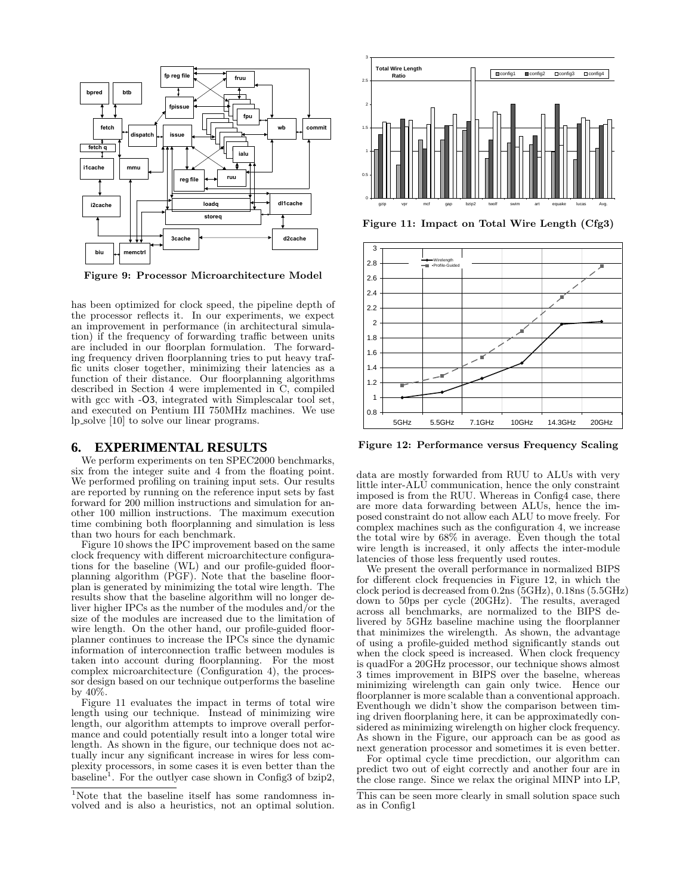Figure 9: Processor Microarchitecture Model

has been optimized for clock speed, the pipeline depth of the processor reflects it. In our experiments, we expect an improvement in performance (in architectural simulation) if the frequency of forwarding traffic between units are included in our floorplan formulation. The forwarding frequency driven floorplanning tries to put heavy traffic units closer together, minimizing their latencies as a function of their distance. Our floorplanning algorithms described in Section 4 were implemented in C, compiled with gcc with -O3, integrated with Simplescalar tool set, and executed on Pentium III 750MHz machines. We use lp_solve [10] to solve our linear programs.

## 6. EXPERIMENTAL RESULTS

We perform experiments on ten SPEC2000 benchmarks, six from the integer suite and 4 from the floating point. We performed profiling on training input sets. Our results are reported by running on the reference input sets by fast forward for 200 million instructions and simulation for another 100 million instructions. The maximum execution time combining both floorplanning and simulation is less than two hours for each benchmark.

Figure 10 shows the IPC improvement based on the same clock frequency with different microarchitecture configurations for the baseline (WL) and our profile-guided floorplanning algorithm (PGF). Note that the baseline floorplan is generated by minimizing the total wire length. The results show that the baseline algorithm will no longer deliver higher IPCs as the number of the modules and/or the size of the modules are increased due to the limitation of wire length. On the other hand, our profile-guided floorplanner continues to increase the IPCs since the dynamic information of interconnection traffic between modules is taken into account during floorplanning. For the most complex microarchitecture (Configuration 4), the processor design based on our technique outperforms the baseline by 40%.

Figure 11 evaluates the impact in terms of total wire length using our technique. Instead of minimizing wire length, our algorithm attempts to improve overall performance and could potentially result into a longer total wire length. As shown in the figure, our technique does not actually incur any significant increase in wires for less complexity processors, in some cases it is even better than the baseline[1]. For the outlyer case shown in Config3 of bzip2, data are mostly forwarded from RUU to ALUs with very little inter-ALU communication, hence the only constraint imposed is from the RUU. Whereas in Config4 case, there are more data forwarding between ALUs, hence the imposed constraint do not allow each ALU to move freely. For complex machines such as the configuration 4, we increase the total wire by 68% in average. Even though the total wire length is increased, it only affects the inter-module latencies of those less frequently used routes.

[1]Note that the baseline itself has some randomness involved and is also a heuristics, not an optimal solution. This can be seen more clearly in small solution space such as in Config1

Figure 11: Impact on Total Wire Length (Cfg3)

Figure 12: Performance versus Frequency Scaling

We present the overall performance in normalized BIPS for different clock frequencies in Figure 12, in which the clock period is decreased from 0.2ns (5GHz), 0.18ns (5.5GHz) down to 50ps per cycle (20GHz). The results, averaged across all benchmarks, are normalized to the BIPS delivered by 5GHz baseline machine using the floorplanner that minimizes the wirelength. As shown, the advantage of using a profile-guided method significantly stands out when the clock speed is increased. When clock frequency is quadFor a 20GHz processor, our technique shows almost 3 times improvement in BIPS over the baselne, whereas minimizing wirelength can gain only twice. Hence our floorplanner is more scalable than a conventional approach. Eventhough we didn't show the comparison between timing driven floorplaning here, it can be approximatedly considered as minimizing wirelength on higher clock frequency. As shown in the Figure, our approach can be as good as next generation processor and sometimes it is even better.

For optimal cycle time precdiction, our algorithm can predict two out of eight correctly and another four are in the close range. Since we relax the original MINP into LP,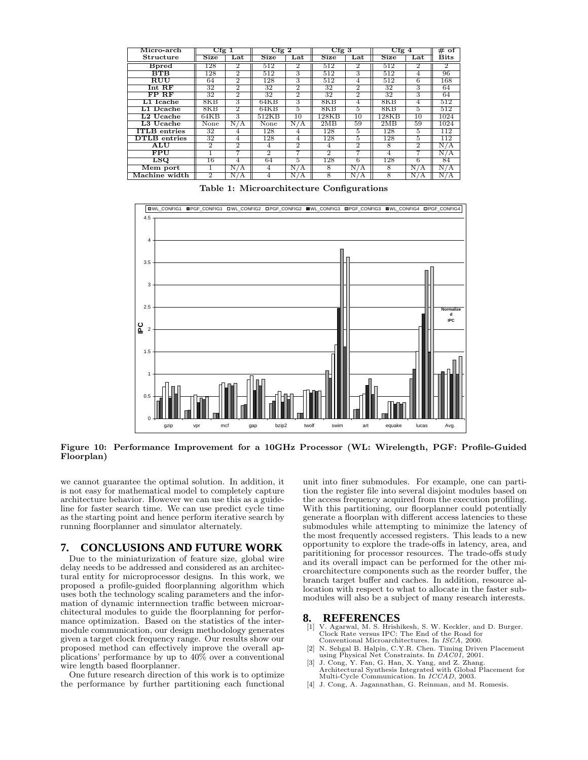| Micro-arch | Cfg 1 | | Cfg 2 | | Cfg 3 | | Cfg 4 | | # of |
|---|---|---|---|---|---|---|---|---|---|
| **Structure** | **Size** | **Lat** | **Size** | **Lat** | **Size** | **Lat** | **Size** | **Lat** | **Bits** |
| **Bpred** | 128 | 2 | 512 | 2 | 512 | 2 | 512 | 2 | 2 |
| **BTB** | 128 | 2 | 512 | 3 | 512 | 3 | 512 | 4 | 96 |
| **RUU** | 64 | 2 | 128 | 3 | 512 | 4 | 512 | 6 | 168 |
| **Int RF** | 32 | 2 | 32 | 2 | 32 | 2 | 32 | 3 | 64 |
| **FP RF** | 32 | 2 | 32 | 2 | 32 | 2 | 32 | 3 | 64 |
| **L1 Icache** | 8KB | 3 | 64KB | 3 | 8KB | 4 | 8KB | 4 | 512 |
| **L1 Dcache** | 8KB | 2 | 64KB | 5 | 8KB | 5 | 8KB | 5 | 512 |
| **L2 Ucache** | 64KB | 3 | 512KB | 10 | 128KB | 10 | 128KB | 10 | 1024 |
| **L3 Ucache** | None | N/A | None | N/A | 2MB | 59 | 2MB | 59 | 1024 |
| **ITLB entries** | 32 | 4 | 128 | 4 | 128 | 5 | 128 | 5 | 112 |
| **DTLB entries** | 32 | 4 | 128 | 4 | 128 | 5 | 128 | 5 | 112 |
| **ALU** | 2 | 2 | 4 | 2 | 4 | 2 | 8 | 2 | N/A |
| **FPU** | 1 | 7 | 2 | 7 | 2 | 7 | 4 | 7 | N/A |
| **LSQ** | 16 | 4 | 64 | 5 | 128 | 6 | 128 | 6 | 84 |
| **Mem port** | 1 | N/A | 4 | N/A | 8 | N/A | 8 | N/A | N/A |
| **Machine width** | 2 | N/A | 4 | N/A | 8 | N/A | 8 | N/A | N/A |

**Table 1: Microarchitecture Configurations**

**Figure 10: Performance Improvement for a 10GHz Processor (WL: Wirelength, PGF: Profile-Guided Floorplan)**

we cannot guarantee the optimal solution. In addition, it is not easy for mathematical model to completely capture architecture behavior. However we can use this as a guideline for faster search time. We can use predict cycle time as the starting point and hence perform iterative search by running floorplanner and simulator alternately.

## 7. CONCLUSIONS AND FUTURE WORK

Due to the miniaturization of feature size, global wire delay needs to be addressed and considered as an architectural entity for microprocessor designs. In this work, we proposed a profile-guided floorplanning algorithm which uses both the technology scaling parameters and the information of dynamic internnection traffic between microarchitectural modules to guide the floorplanning for performance optimization. Based on the statistics of the intermodule communication, our design methodology generates given a target clock frequency range. Our results show our proposed method can effectively improve the overall applications' performance by up to 40% over a conventional wire length based floorplanner.

One future research direction of this work is to optimize the performance by further partitioning each functional unit into finer submodules. For example, one can partition the register file into several disjoint modules based on the access frequency acquired from the execution profiling. With this partitioning, our floorplanner could potentially generate a floorplan with different access latencies to these submodules while attempting to minimize the latency of the most frequently accessed registers. This leads to a new opportunity to explore the trade-offs in latency, area, and parititioning for processor resources. The trade-offs study and its overall impact can be performed for the other microarchitecture components such as the reorder buffer, the branch target buffer and caches. In addition, resource allocation with respect to what to allocate in the faster submodules will also be a subject of many research interests.

## 8. REFERENCES

[1] V. Agarwal, M. S. Hrishikesh, S. W. Keckler, and D. Burger. Clock Rate versus IPC: The End of the Road for Conventional Microarchitectures. In *ISCA*, 2000.

[2] N. Sehgal B. Halpin, C.Y.R. Chen. Timing Driven Placement using Physical Net Constraints. In *DAC01*, 2001.

[3] J. Cong, Y. Fan, G. Han, X. Yang, and Z. Zhang. Architectural Synthesis Integrated with Global Placement for Multi-Cycle Communication. In *ICCAD*, 2003.

[4] J. Cong, A. Jagannathan, G. Reinman, and M. Romesis.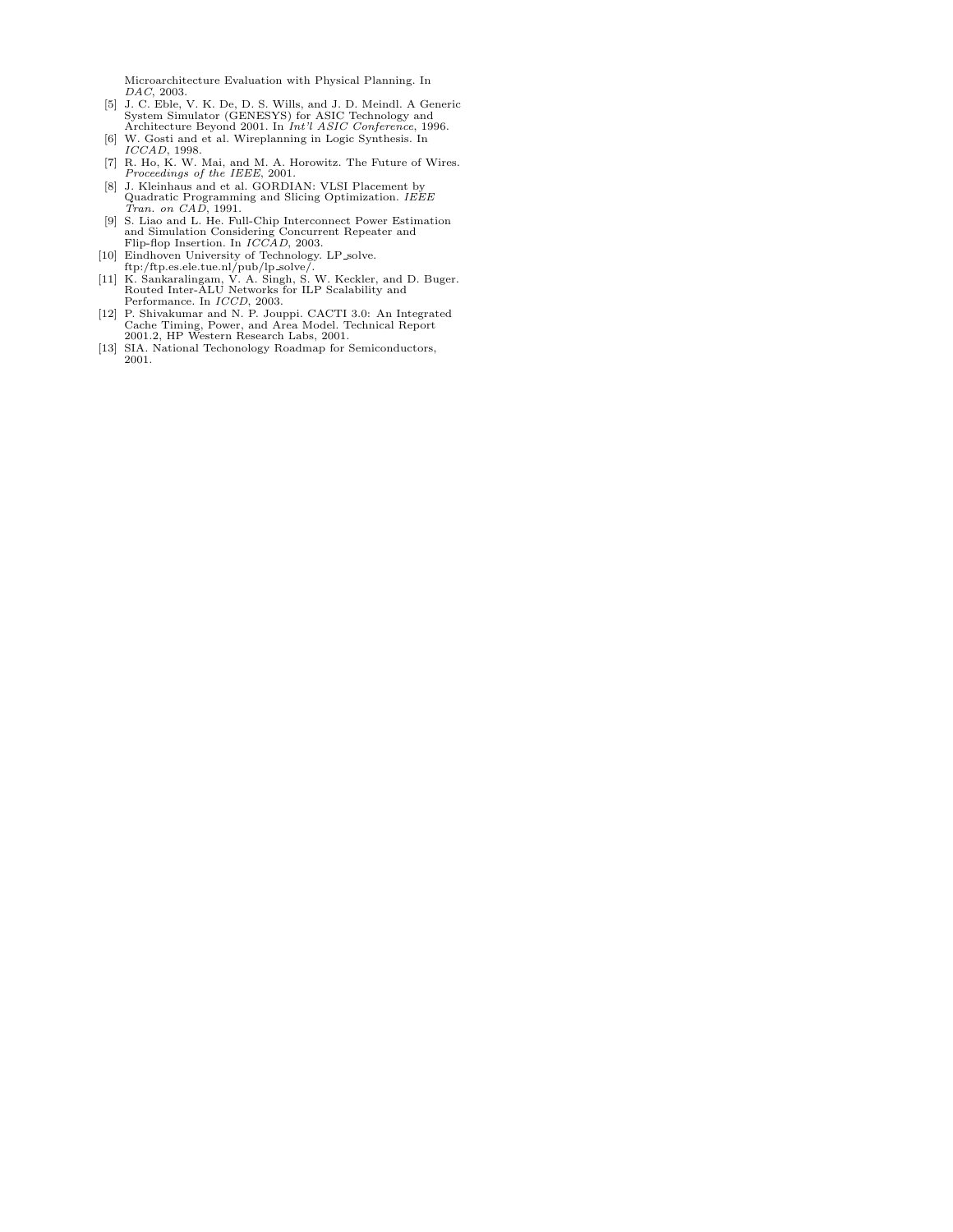Microarchitecture Evaluation with Physical Planning. In *DAC*, 2003.

[5] J. C. Eble, V. K. De, D. S. Wills, and J. D. Meindl. A Generic System Simulator (GENESYS) for ASIC Technology and Architecture Beyond 2001. In *Int'l ASIC Conference*, 1996.

[6] W. Gosti and et al. Wireplanning in Logic Synthesis. In *ICCAD*, 1998.

[7] R. Ho, K. W. Mai, and M. A. Horowitz. The Future of Wires. *Proceedings of the IEEE*, 2001.

[8] J. Kleinhaus and et al. GORDIAN: VLSI Placement by Quadratic Programming and Slicing Optimization. *IEEE Tran. on CAD*, 1991.

[9] S. Liao and L. He. Full-Chip Interconnect Power Estimation and Simulation Considering Concurrent Repeater and Flip-flop Insertion. In *ICCAD*, 2003.

[10] Eindhoven University of Technology. LP_solve. ftp:/ftp.es.ele.tue.nl/pub/lp_solve/.

[11] K. Sankaralingam, V. A. Singh, S. W. Keckler, and D. Buger. Routed Inter-ALU Networks for ILP Scalability and Performance. In *ICCD*, 2003.

[12] P. Shivakumar and N. P. Jouppi. CACTI 3.0: An Integrated Cache Timing, Power, and Area Model. Technical Report 2001.2, HP Western Research Labs, 2001.

[13] SIA. National Techonology Roadmap for Semiconductors, 2001.